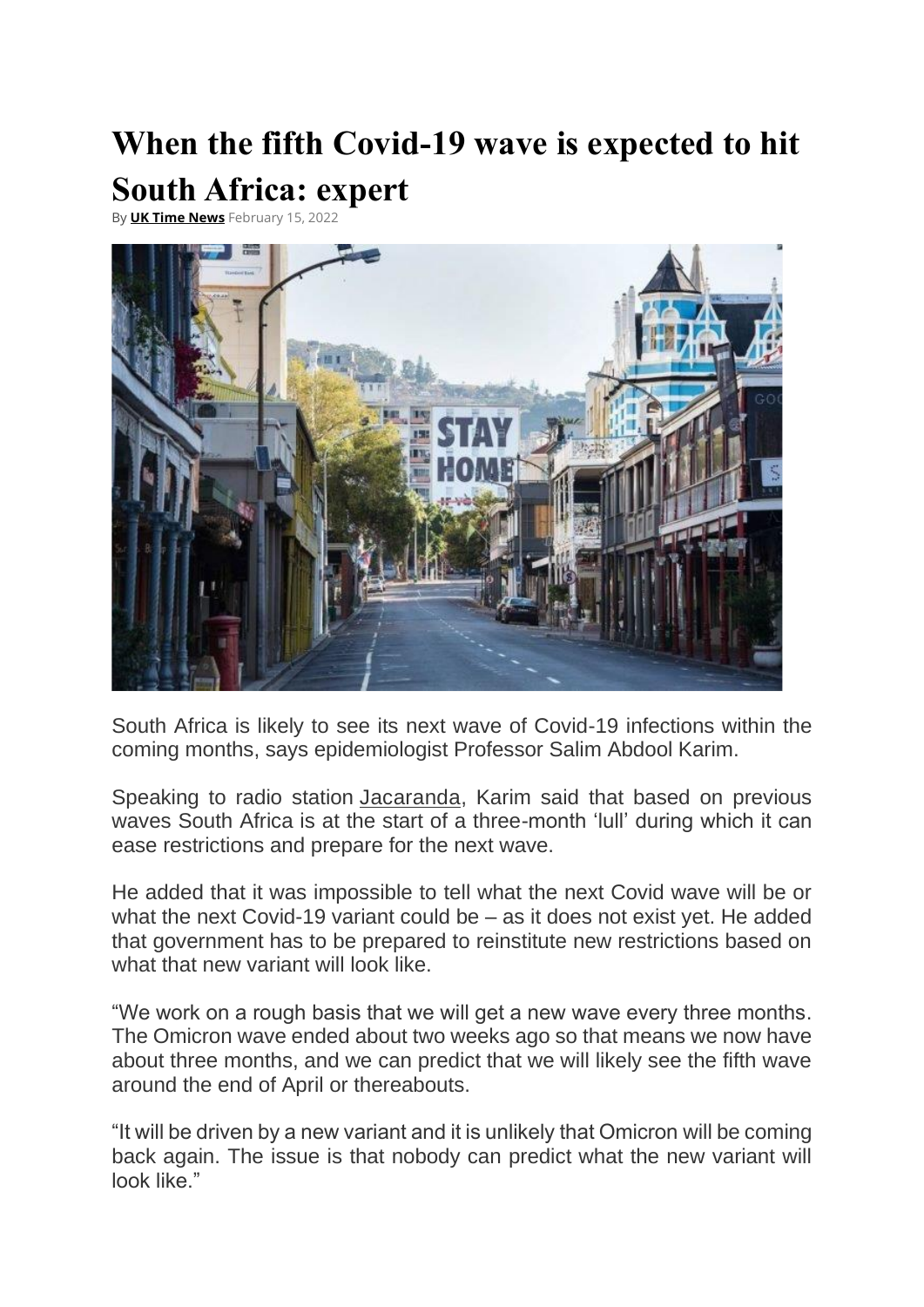# When the fifth Covid-19 wave is expected to hit South Africa: expert

By **UK Time News** February 15, 2022

South Africa is likely to see its next wave of Covid-19 infections within the coming months, says epidemiologist Professor Salim Abdool Karim.

Speaking to radio station Jacaranda, Karim said that based on previous waves South Africa is at the start of a three-month 'lull' during which it can ease restrictions and prepare for the next wave.

He added that it was impossible to tell what the next Covid wave will be or what the next Covid-19 variant could be – as it does not exist yet. He added that government has to be prepared to reinstitute new restrictions based on what that new variant will look like.

"We work on a rough basis that we will get a new wave every three months. The Omicron wave ended about two weeks ago so that means we now have about three months, and we can predict that we will likely see the fifth wave around the end of April or thereabouts.

"It will be driven by a new variant and it is unlikely that Omicron will be coming back again. The issue is that nobody can predict what the new variant will look like."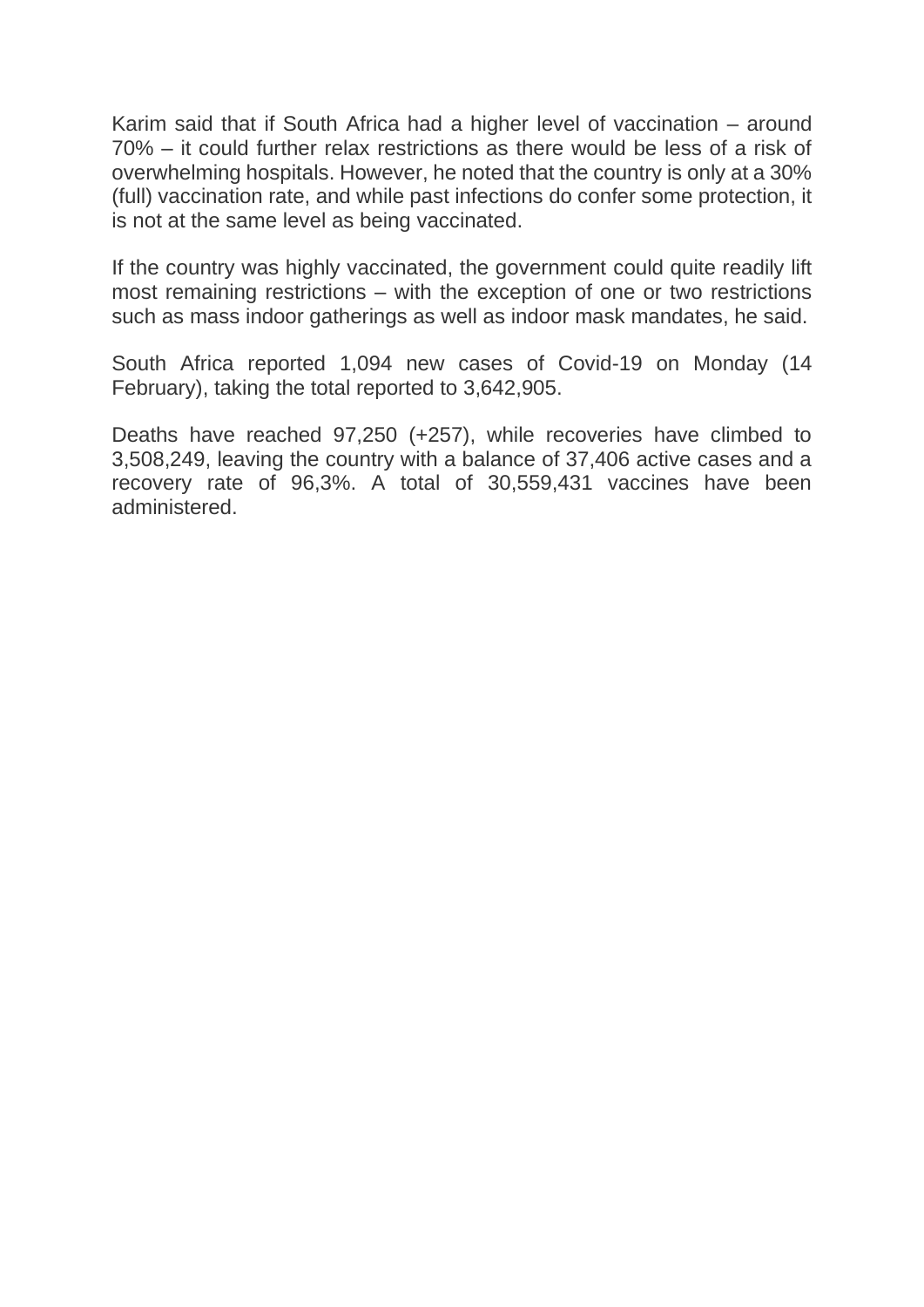Karim said that if South Africa had a higher level of vaccination – around 70% – it could further relax restrictions as there would be less of a risk of overwhelming hospitals. However, he noted that the country is only at a 30% (full) vaccination rate, and while past infections do confer some protection, it is not at the same level as being vaccinated.

If the country was highly vaccinated, the government could quite readily lift most remaining restrictions – with the exception of one or two restrictions such as mass indoor gatherings as well as indoor mask mandates, he said.

South Africa reported 1,094 new cases of Covid-19 on Monday (14 February), taking the total reported to 3,642,905.

Deaths have reached 97,250 (+257), while recoveries have climbed to 3,508,249, leaving the country with a balance of 37,406 active cases and a recovery rate of 96,3%. A total of 30,559,431 vaccines have been administered.